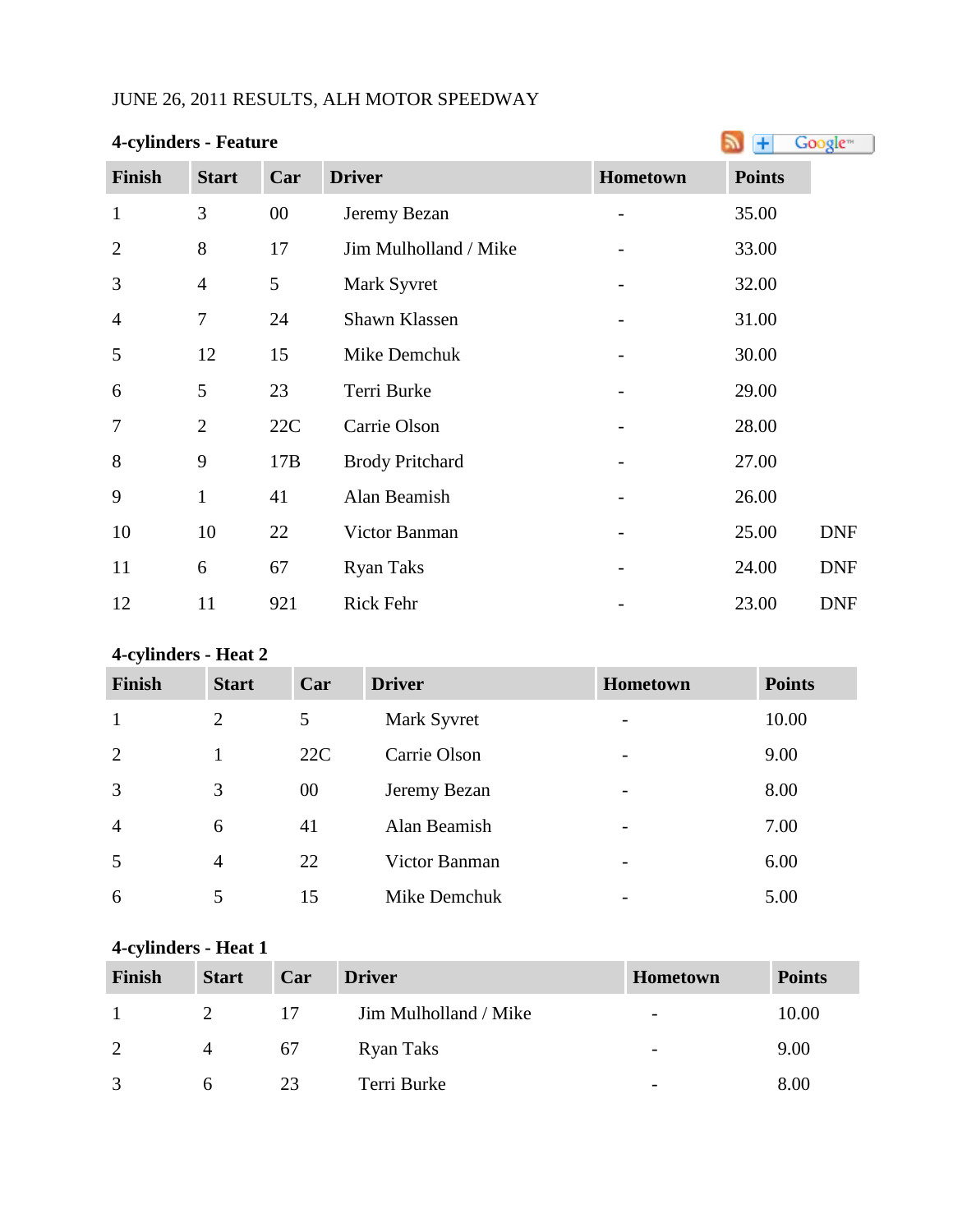JUNE 26, 2011 RESULTS, ALH MOTOR SPEEDWAY

### 4-cylinders - Feature

| Finish | Start | Car | Driver | Hometown | Points | |
|---|---|---|---|---|---|---|
| 1 | 3 | 00 | Jeremy Bezan | - | 35.00 | |
| 2 | 8 | 17 | Jim Mulholland / Mike | - | 33.00 | |
| 3 | 4 | 5 | Mark Syvret | - | 32.00 | |
| 4 | 7 | 24 | Shawn Klassen | - | 31.00 | |
| 5 | 12 | 15 | Mike Demchuk | - | 30.00 | |
| 6 | 5 | 23 | Terri Burke | - | 29.00 | |
| 7 | 2 | 22C | Carrie Olson | - | 28.00 | |
| 8 | 9 | 17B | Brody Pritchard | - | 27.00 | |
| 9 | 1 | 41 | Alan Beamish | - | 26.00 | |
| 10 | 10 | 22 | Victor Banman | - | 25.00 | DNF |
| 11 | 6 | 67 | Ryan Taks | - | 24.00 | DNF |
| 12 | 11 | 921 | Rick Fehr | - | 23.00 | DNF |

### 4-cylinders - Heat 2

| Finish | Start | Car | Driver | Hometown | Points |
|---|---|---|---|---|---|
| 1 | 2 | 5 | Mark Syvret | - | 10.00 |
| 2 | 1 | 22C | Carrie Olson | - | 9.00 |
| 3 | 3 | 00 | Jeremy Bezan | - | 8.00 |
| 4 | 6 | 41 | Alan Beamish | - | 7.00 |
| 5 | 4 | 22 | Victor Banman | - | 6.00 |
| 6 | 5 | 15 | Mike Demchuk | - | 5.00 |

### 4-cylinders - Heat 1

| Finish | Start | Car | Driver | Hometown | Points |
|---|---|---|---|---|---|
| 1 | 2 | 17 | Jim Mulholland / Mike | - | 10.00 |
| 2 | 4 | 67 | Ryan Taks | - | 9.00 |
| 3 | 6 | 23 | Terri Burke | - | 8.00 |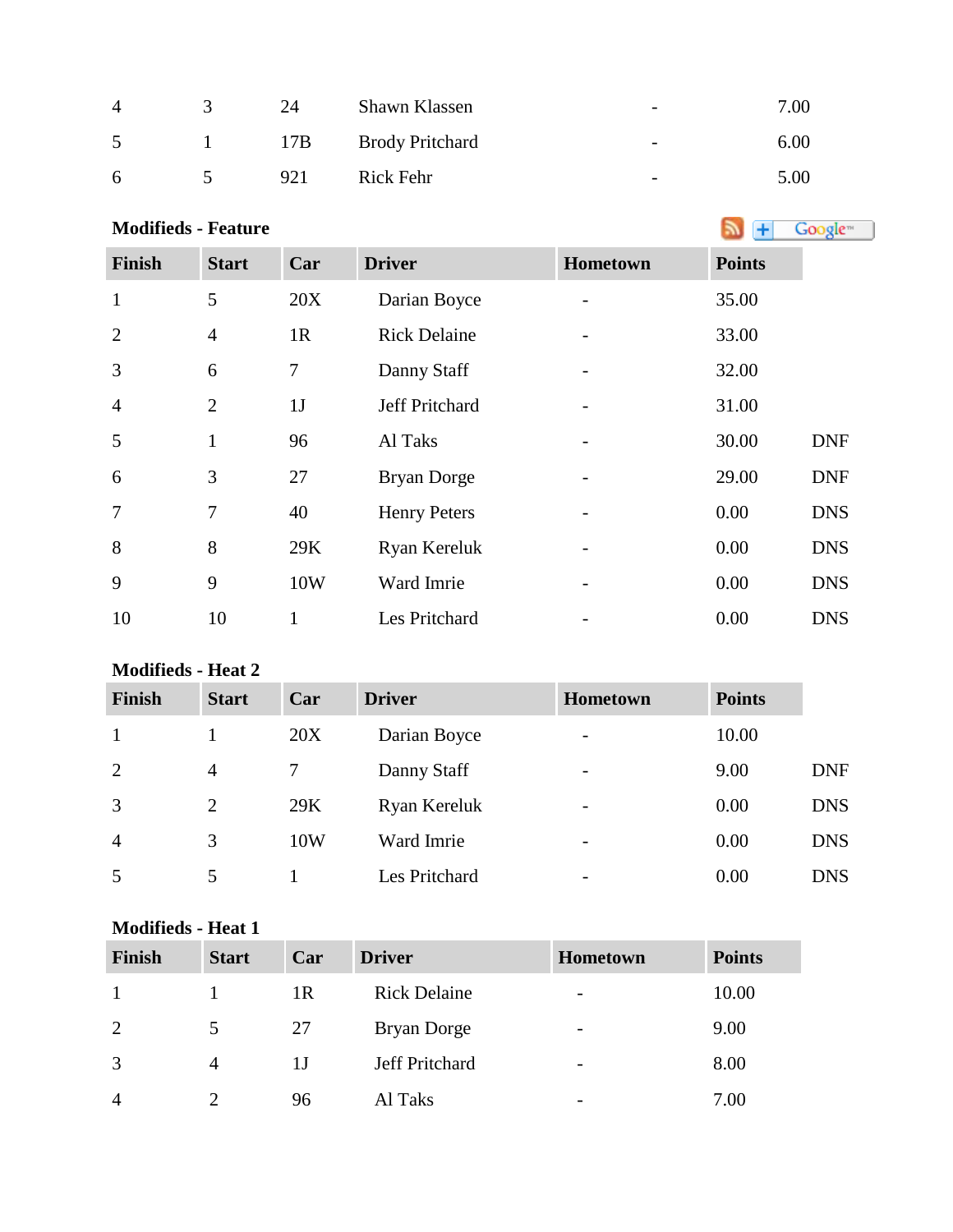| | | | | | |
|---|---|---|---|---|---|
| 4 | 3 | 24 | Shawn Klassen | - | 7.00 |
| 5 | 1 | 17B | Brody Pritchard | - | 6.00 |
| 6 | 5 | 921 | Rick Fehr | - | 5.00 |

**Modifieds - Feature**

| Finish | Start | Car | Driver | Hometown | Points | |
|---|---|---|---|---|---|---|
| 1 | 5 | 20X | Darian Boyce | - | 35.00 | |
| 2 | 4 | 1R | Rick Delaine | - | 33.00 | |
| 3 | 6 | 7 | Danny Staff | - | 32.00 | |
| 4 | 2 | 1J | Jeff Pritchard | - | 31.00 | |
| 5 | 1 | 96 | Al Taks | - | 30.00 | DNF |
| 6 | 3 | 27 | Bryan Dorge | - | 29.00 | DNF |
| 7 | 7 | 40 | Henry Peters | - | 0.00 | DNS |
| 8 | 8 | 29K | Ryan Kereluk | - | 0.00 | DNS |
| 9 | 9 | 10W | Ward Imrie | - | 0.00 | DNS |
| 10 | 10 | 1 | Les Pritchard | - | 0.00 | DNS |

**Modifieds - Heat 2**

| Finish | Start | Car | Driver | Hometown | Points | |
|---|---|---|---|---|---|---|
| 1 | 1 | 20X | Darian Boyce | - | 10.00 | |
| 2 | 4 | 7 | Danny Staff | - | 9.00 | DNF |
| 3 | 2 | 29K | Ryan Kereluk | - | 0.00 | DNS |
| 4 | 3 | 10W | Ward Imrie | - | 0.00 | DNS |
| 5 | 5 | 1 | Les Pritchard | - | 0.00 | DNS |

**Modifieds - Heat 1**

| Finish | Start | Car | Driver | Hometown | Points |
|---|---|---|---|---|---|
| 1 | 1 | 1R | Rick Delaine | - | 10.00 |
| 2 | 5 | 27 | Bryan Dorge | - | 9.00 |
| 3 | 4 | 1J | Jeff Pritchard | - | 8.00 |
| 4 | 2 | 96 | Al Taks | - | 7.00 |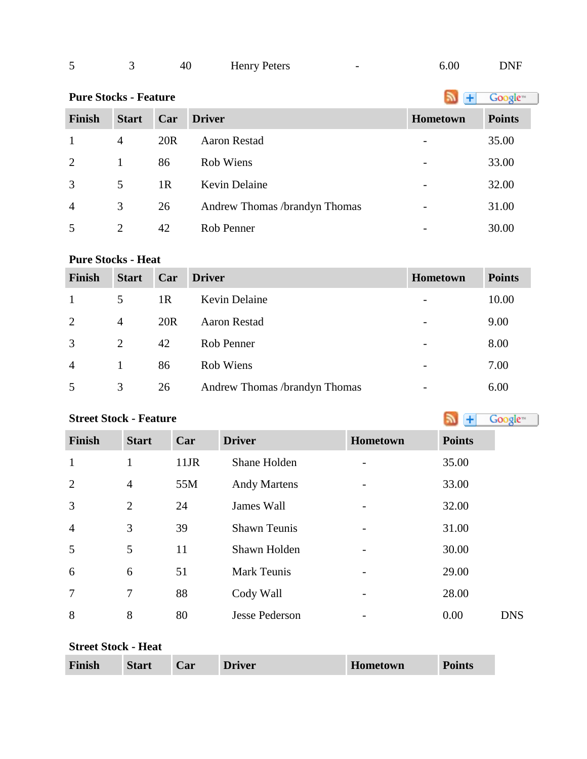| 5 | 3 | 40 | Henry Peters | - | 6.00 | DNF |
|---|---|---|---|---|---|---|

**Pure Stocks - Feature**

| Finish | Start | Car | Driver | Hometown | Points |
|---|---|---|---|---|---|
| 1 | 4 | 20R | Aaron Restad | - | 35.00 |
| 2 | 1 | 86 | Rob Wiens | - | 33.00 |
| 3 | 5 | 1R | Kevin Delaine | - | 32.00 |
| 4 | 3 | 26 | Andrew Thomas /brandyn Thomas | - | 31.00 |
| 5 | 2 | 42 | Rob Penner | - | 30.00 |

**Pure Stocks - Heat**

| Finish | Start | Car | Driver | Hometown | Points |
|---|---|---|---|---|---|
| 1 | 5 | 1R | Kevin Delaine | - | 10.00 |
| 2 | 4 | 20R | Aaron Restad | - | 9.00 |
| 3 | 2 | 42 | Rob Penner | - | 8.00 |
| 4 | 1 | 86 | Rob Wiens | - | 7.00 |
| 5 | 3 | 26 | Andrew Thomas /brandyn Thomas | - | 6.00 |

**Street Stock - Feature**

| Finish | Start | Car | Driver | Hometown | Points | |
|---|---|---|---|---|---|---|
| 1 | 1 | 11JR | Shane Holden | - | 35.00 | |
| 2 | 4 | 55M | Andy Martens | - | 33.00 | |
| 3 | 2 | 24 | James Wall | - | 32.00 | |
| 4 | 3 | 39 | Shawn Teunis | - | 31.00 | |
| 5 | 5 | 11 | Shawn Holden | - | 30.00 | |
| 6 | 6 | 51 | Mark Teunis | - | 29.00 | |
| 7 | 7 | 88 | Cody Wall | - | 28.00 | |
| 8 | 8 | 80 | Jesse Pederson | - | 0.00 | DNS |

**Street Stock - Heat**

| Finish | Start | Car | Driver | Hometown | Points |
|---|---|---|---|---|---|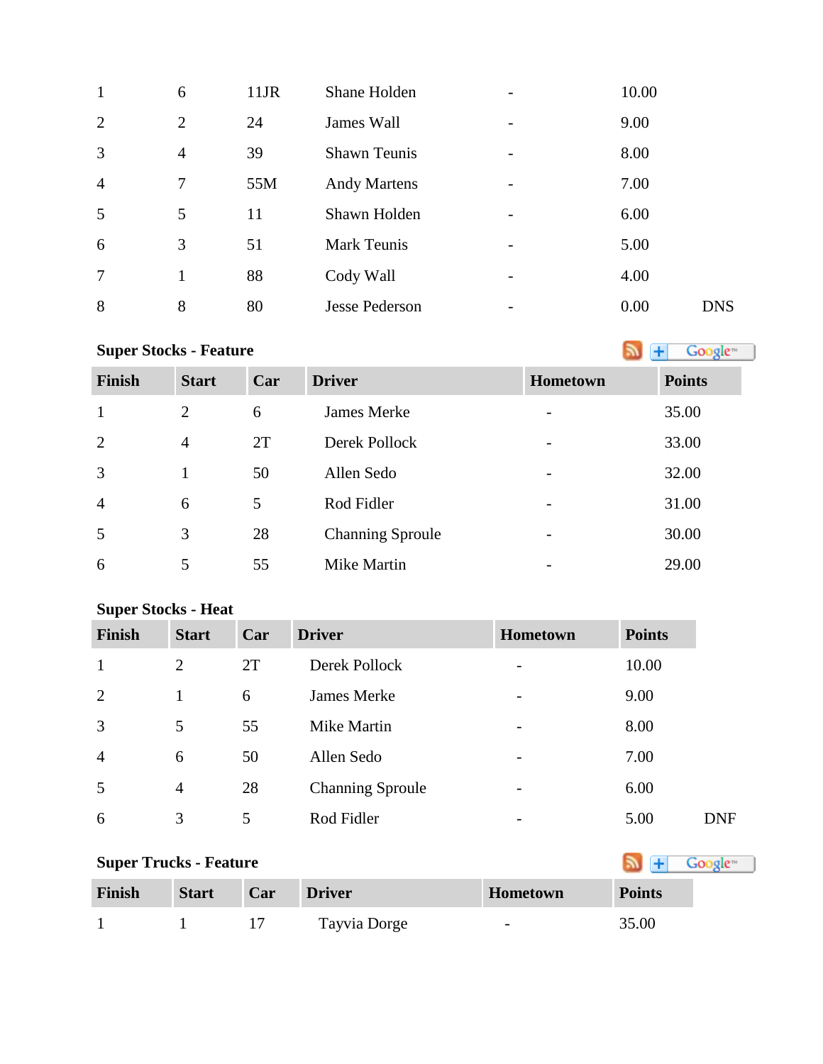| | | | | | | |
|---|---|---|---|---|---|---|
| 1 | 6 | 11JR | Shane Holden | - | 10.00 | |
| 2 | 2 | 24 | James Wall | - | 9.00 | |
| 3 | 4 | 39 | Shawn Teunis | - | 8.00 | |
| 4 | 7 | 55M | Andy Martens | - | 7.00 | |
| 5 | 5 | 11 | Shawn Holden | - | 6.00 | |
| 6 | 3 | 51 | Mark Teunis | - | 5.00 | |
| 7 | 1 | 88 | Cody Wall | - | 4.00 | |
| 8 | 8 | 80 | Jesse Pederson | - | 0.00 | DNS |

**Super Stocks - Feature**

| Finish | Start | Car | Driver | Hometown | Points |
|---|---|---|---|---|---|
| 1 | 2 | 6 | James Merke | - | 35.00 |
| 2 | 4 | 2T | Derek Pollock | - | 33.00 |
| 3 | 1 | 50 | Allen Sedo | - | 32.00 |
| 4 | 6 | 5 | Rod Fidler | - | 31.00 |
| 5 | 3 | 28 | Channing Sproule | - | 30.00 |
| 6 | 5 | 55 | Mike Martin | - | 29.00 |

**Super Stocks - Heat**

| Finish | Start | Car | Driver | Hometown | Points | |
|---|---|---|---|---|---|---|
| 1 | 2 | 2T | Derek Pollock | - | 10.00 | |
| 2 | 1 | 6 | James Merke | - | 9.00 | |
| 3 | 5 | 55 | Mike Martin | - | 8.00 | |
| 4 | 6 | 50 | Allen Sedo | - | 7.00 | |
| 5 | 4 | 28 | Channing Sproule | - | 6.00 | |
| 6 | 3 | 5 | Rod Fidler | - | 5.00 | DNF |

**Super Trucks - Feature**

| Finish | Start | Car | Driver | Hometown | Points |
|---|---|---|---|---|---|
| 1 | 1 | 17 | Tayvia Dorge | - | 35.00 |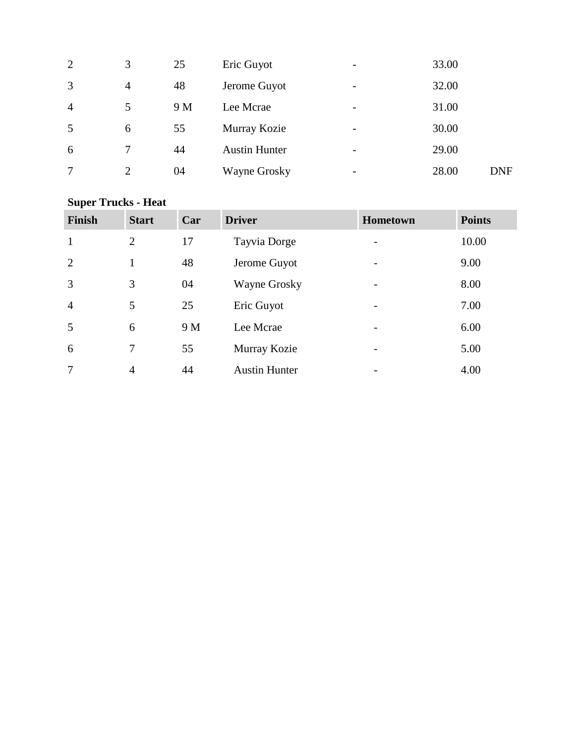| | | | | | | |
|---|---|---|---|---|---|---|
| 2 | 3 | 25 | Eric Guyot | - | 33.00 | |
| 3 | 4 | 48 | Jerome Guyot | - | 32.00 | |
| 4 | 5 | 9 M | Lee Mcrae | - | 31.00 | |
| 5 | 6 | 55 | Murray Kozie | - | 30.00 | |
| 6 | 7 | 44 | Austin Hunter | - | 29.00 | |
| 7 | 2 | 04 | Wayne Grosky | - | 28.00 | DNF |

**Super Trucks - Heat**

| Finish | Start | Car | Driver | Hometown | Points |
|---|---|---|---|---|---|
| 1 | 2 | 17 | Tayvia Dorge | - | 10.00 |
| 2 | 1 | 48 | Jerome Guyot | - | 9.00 |
| 3 | 3 | 04 | Wayne Grosky | - | 8.00 |
| 4 | 5 | 25 | Eric Guyot | - | 7.00 |
| 5 | 6 | 9 M | Lee Mcrae | - | 6.00 |
| 6 | 7 | 55 | Murray Kozie | - | 5.00 |
| 7 | 4 | 44 | Austin Hunter | - | 4.00 |